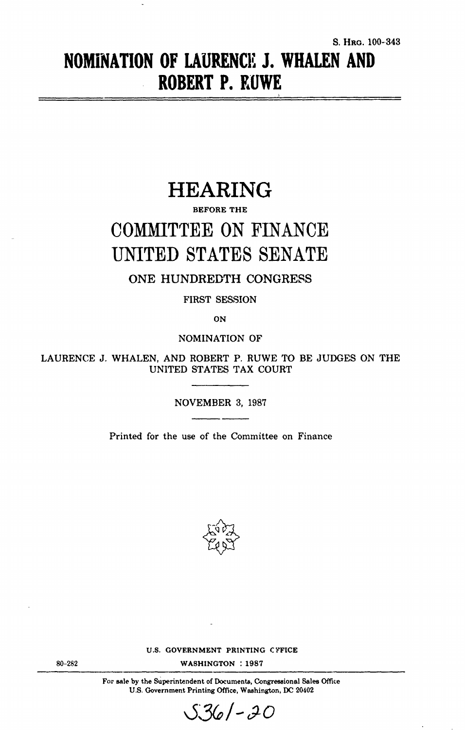S. HRG. 100-343

# NOMINATION OF LAURENCE J. WHALEN AND ROBERT P. RUWE

## HEARING

BEFORE THE

## COMMITTEE ON FINANCE
## UNITED STATES SENATE

ONE HUNDREDTH CONGRESS

FIRST SESSION

ON

NOMINATION OF

LAURENCE J. WHALEN, AND ROBERT P. RUWE TO BE JUDGES ON THE UNITED STATES TAX COURT

NOVEMBER 3, 1987

Printed for the use of the Committee on Finance

U.S. GOVERNMENT PRINTING OFFICE

80-282 WASHINGTON : 1987

For sale by the Superintendent of Documents, Congressional Sales Office
U.S. Government Printing Office, Washington, DC 20402

S361-20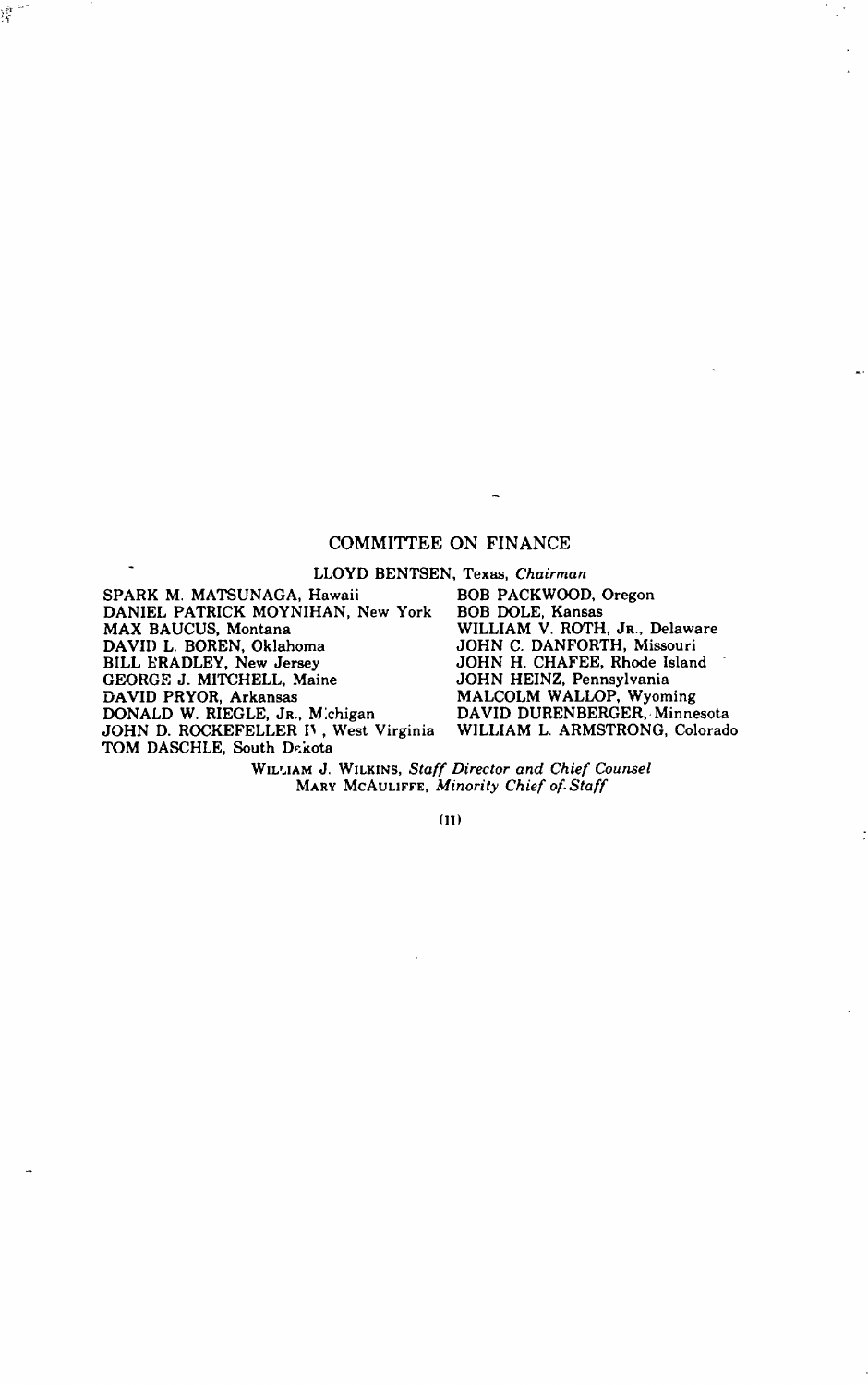## COMMITTEE ON FINANCE

LLOYD BENTSEN, Texas, *Chairman*

| | |
|---|---|
| SPARK M. MATSUNAGA, Hawaii | BOB PACKWOOD, Oregon |
| DANIEL PATRICK MOYNIHAN, New York | BOB DOLE, Kansas |
| MAX BAUCUS, Montana | WILLIAM V. ROTH, JR., Delaware |
| DAVID L. BOREN, Oklahoma | JOHN C. DANFORTH, Missouri |
| BILL BRADLEY, New Jersey | JOHN H. CHAFEE, Rhode Island |
| GEORGE J. MITCHELL, Maine | JOHN HEINZ, Pennsylvania |
| DAVID PRYOR, Arkansas | MALCOLM WALLOP, Wyoming |
| DONALD W. RIEGLE, JR., Michigan | DAVID DURENBERGER, Minnesota |
| JOHN D. ROCKEFELLER IV, West Virginia | WILLIAM L. ARMSTRONG, Colorado |
| TOM DASCHLE, South Dakota | |

WILLIAM J. WILKINS, *Staff Director and Chief Counsel*
MARY MCAULIFFE, *Minority Chief of Staff*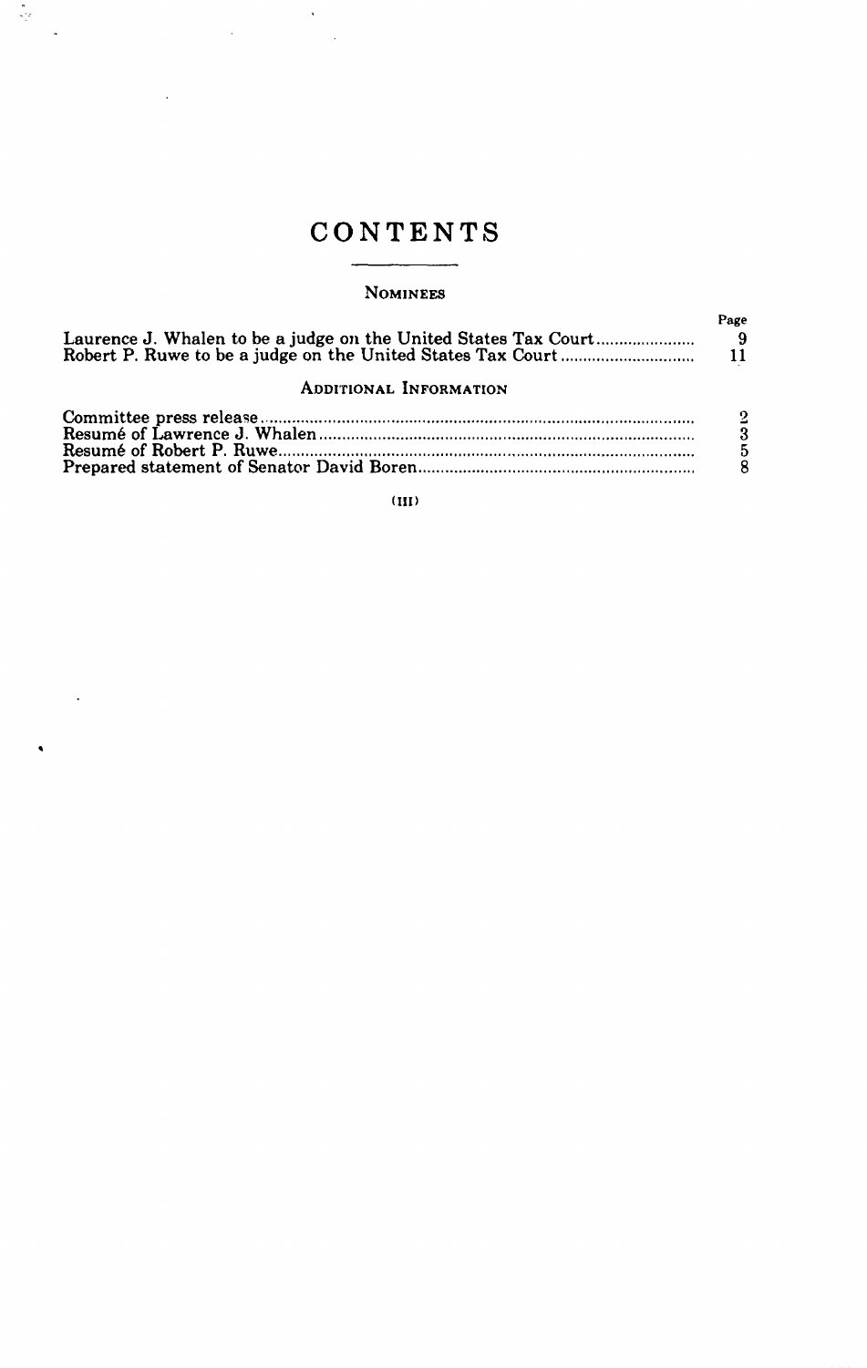# CONTENTS

## NOMINEES

| | Page |
|---|---|
| Laurence J. Whalen to be a judge on the United States Tax Court | 9 |
| Robert P. Ruwe to be a judge on the United States Tax Court | 11 |

## ADDITIONAL INFORMATION

| | |
|---|---|
| Committee press release | 2 |
| Resumé of Lawrence J. Whalen | 3 |
| Resumé of Robert P. Ruwe | 5 |
| Prepared statement of Senator David Boren | 8 |

(III)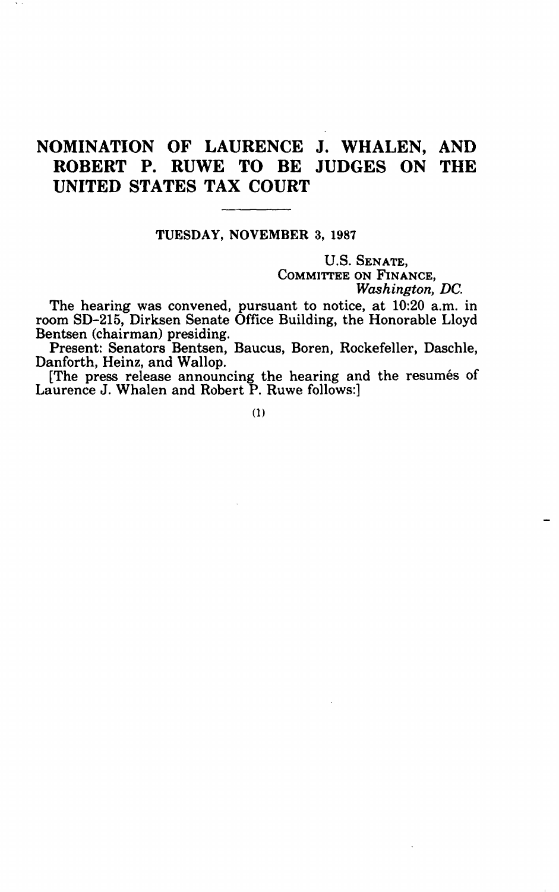# NOMINATION OF LAURENCE J. WHALEN, AND ROBERT P. RUWE TO BE JUDGES ON THE UNITED STATES TAX COURT

TUESDAY, NOVEMBER 3, 1987

U.S. SENATE,
COMMITTEE ON FINANCE,
*Washington, DC.*

The hearing was convened, pursuant to notice, at 10:20 a.m. in room SD-215, Dirksen Senate Office Building, the Honorable Lloyd Bentsen (chairman) presiding.

Present: Senators Bentsen, Baucus, Boren, Rockefeller, Daschle, Danforth, Heinz, and Wallop.

[The press release announcing the hearing and the resumés of Laurence J. Whalen and Robert P. Ruwe follows:]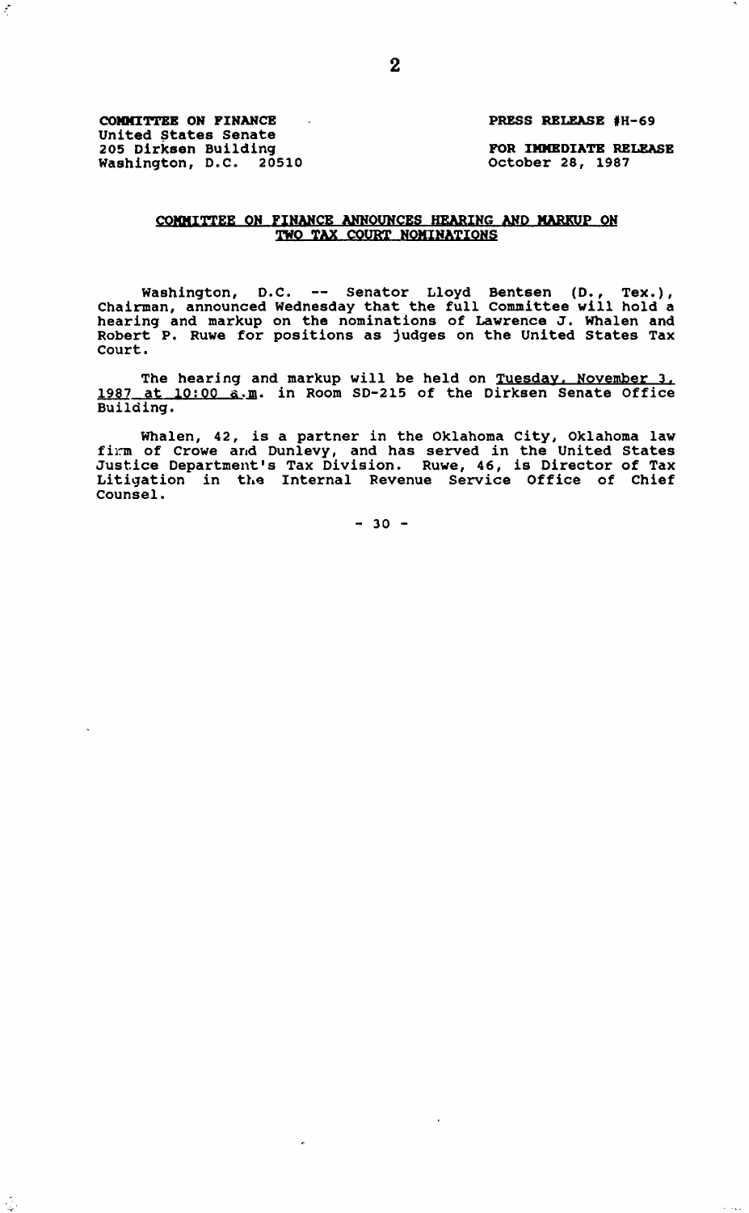**COMMITTEE ON FINANCE**
United States Senate
205 Dirksen Building
Washington, D.C. 20510

**PRESS RELEASE #H-69**

**FOR IMMEDIATE RELEASE**
October 28, 1987

## COMMITTEE ON FINANCE ANNOUNCES HEARING AND MARKUP ON TWO TAX COURT NOMINATIONS

Washington, D.C. -- Senator Lloyd Bentsen (D., Tex.), Chairman, announced Wednesday that the full Committee will hold a hearing and markup on the nominations of Lawrence J. Whalen and Robert P. Ruwe for positions as judges on the United States Tax Court.

The hearing and markup will be held on Tuesday, November 3, 1987 at 10:00 a.m. in Room SD-215 of the Dirksen Senate Office Building.

Whalen, 42, is a partner in the Oklahoma City, Oklahoma law firm of Crowe and Dunlevy, and has served in the United States Justice Department's Tax Division. Ruwe, 46, is Director of Tax Litigation in the Internal Revenue Service Office of Chief Counsel.

\- 30 -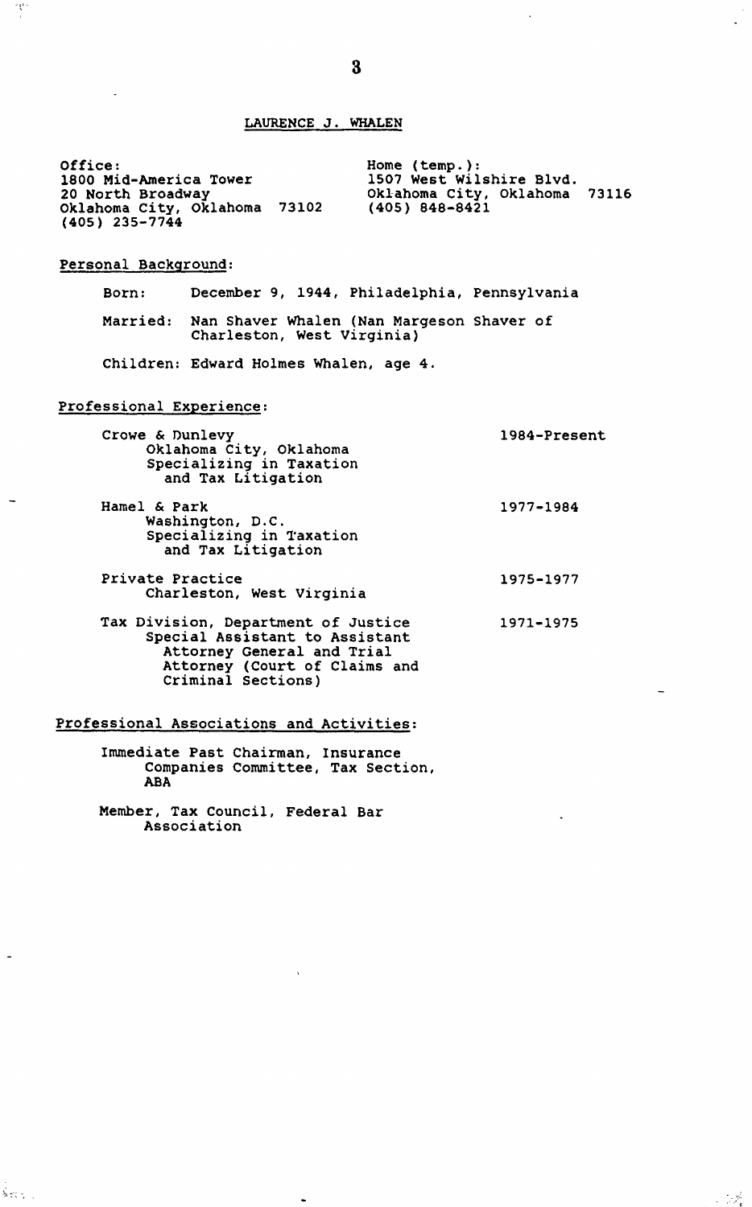## LAURENCE J. WHALEN

Office:
1800 Mid-America Tower
20 North Broadway
Oklahoma City, Oklahoma 73102
(405) 235-7744

Home (temp.):
1507 West Wilshire Blvd.
Oklahoma City, Oklahoma 73116
(405) 848-8421

### Personal Background:

Born: December 9, 1944, Philadelphia, Pennsylvania

Married: Nan Shaver Whalen (Nan Margeson Shaver of Charleston, West Virginia)

Children: Edward Holmes Whalen, age 4.

### Professional Experience:

| | |
|---|---|
| Crowe & Dunlevy<br>Oklahoma City, Oklahoma<br>Specializing in Taxation and Tax Litigation | 1984-Present |
| Hamel & Park<br>Washington, D.C.<br>Specializing in Taxation and Tax Litigation | 1977-1984 |
| Private Practice<br>Charleston, West Virginia | 1975-1977 |
| Tax Division, Department of Justice<br>Special Assistant to Assistant Attorney General and Trial Attorney (Court of Claims and Criminal Sections) | 1971-1975 |

### Professional Associations and Activities:

Immediate Past Chairman, Insurance Companies Committee, Tax Section, ABA

Member, Tax Council, Federal Bar Association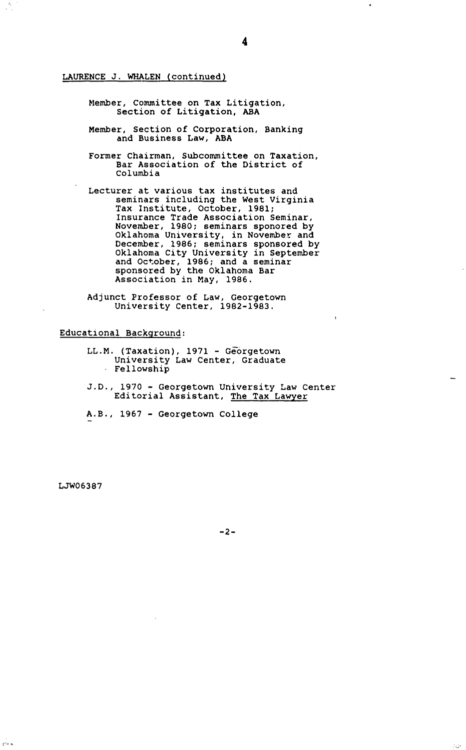LAURENCE J. WHALEN (continued)

- Member, Committee on Tax Litigation, Section of Litigation, ABA
- Member, Section of Corporation, Banking and Business Law, ABA
- Former Chairman, Subcommittee on Taxation, Bar Association of the District of Columbia
- Lecturer at various tax institutes and seminars including the West Virginia Tax Institute, October, 1981; Insurance Trade Association Seminar, November, 1980; seminars sponored by Oklahoma University, in November and December, 1986; seminars sponsored by Oklahoma City University in September and October, 1986; and a seminar sponsored by the Oklahoma Bar Association in May, 1986.
- Adjunct Professor of Law, Georgetown University Center, 1982-1983.

Educational Background:

- LL.M. (Taxation), 1971 - Georgetown University Law Center, Graduate Fellowship
- J.D., 1970 - Georgetown University Law Center Editorial Assistant, The Tax Lawyer
- A.B., 1967 - Georgetown College

LJW06387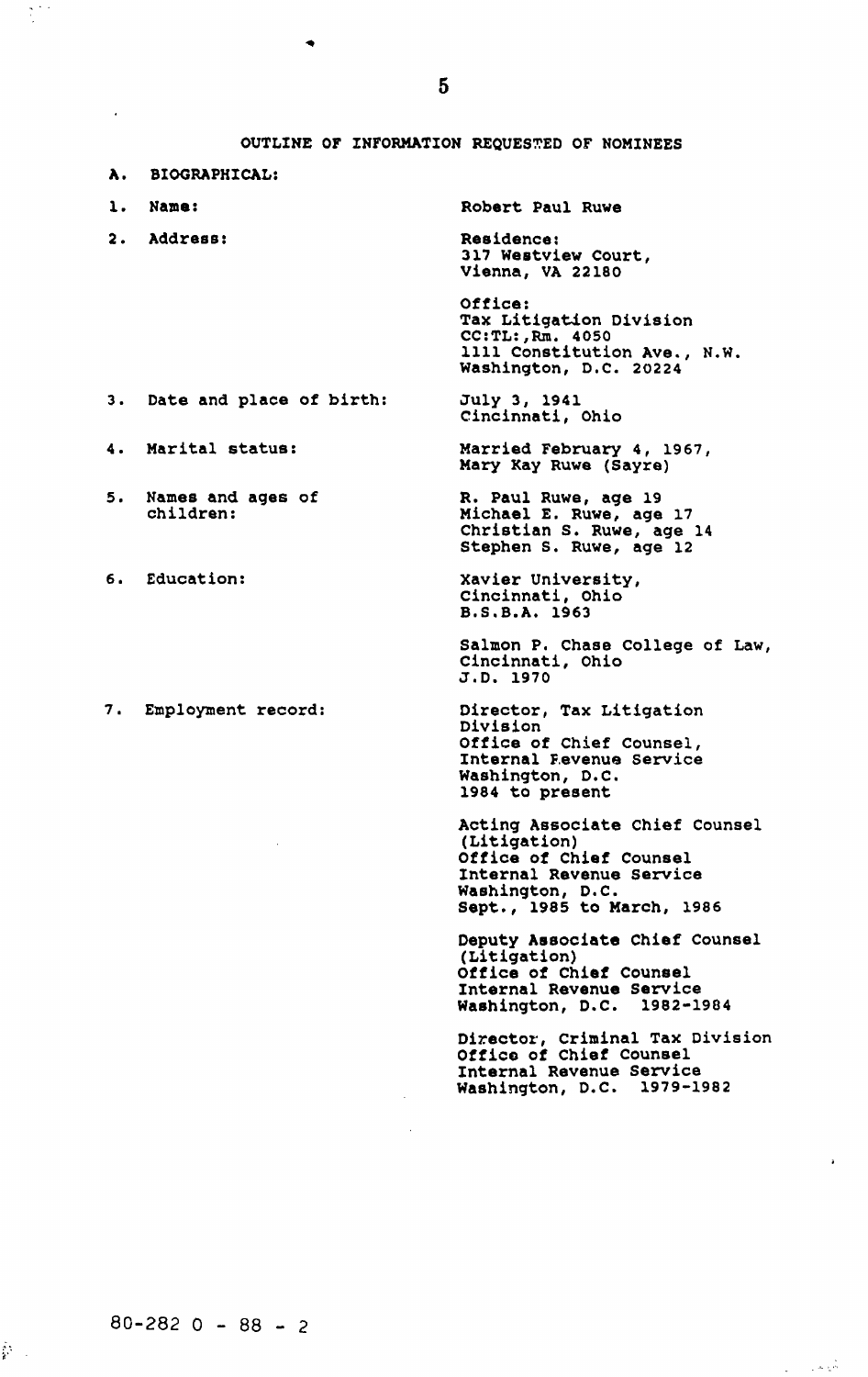## OUTLINE OF INFORMATION REQUESTED OF NOMINEES

**A. BIOGRAPHICAL:**

1. **Name:** Robert Paul Ruwe

2. **Address:**

   Residence:
   317 Westview Court,
   Vienna, VA 22180

   Office:
   Tax Litigation Division
   CC:TL:,Rm. 4050
   1111 Constitution Ave., N.W.
   Washington, D.C. 20224

3. Date and place of birth: July 3, 1941
   Cincinnati, Ohio

4. Marital status: Married February 4, 1967,
   Mary Kay Ruwe (Sayre)

5. Names and ages of children:
   R. Paul Ruwe, age 19
   Michael E. Ruwe, age 17
   Christian S. Ruwe, age 14
   Stephen S. Ruwe, age 12

6. Education:

   Xavier University,
   Cincinnati, Ohio
   B.S.B.A. 1963

   Salmon P. Chase College of Law,
   Cincinnati, Ohio
   J.D. 1970

7. Employment record:

   Director, Tax Litigation Division
   Office of Chief Counsel,
   Internal Revenue Service
   Washington, D.C.
   1984 to present

   Acting Associate Chief Counsel (Litigation)
   Office of Chief Counsel
   Internal Revenue Service
   Washington, D.C.
   Sept., 1985 to March, 1986

   Deputy Associate Chief Counsel (Litigation)
   Office of Chief Counsel
   Internal Revenue Service
   Washington, D.C. 1982-1984

   Director, Criminal Tax Division
   Office of Chief Counsel
   Internal Revenue Service
   Washington, D.C. 1979-1982

80-282 0 - 88 - 2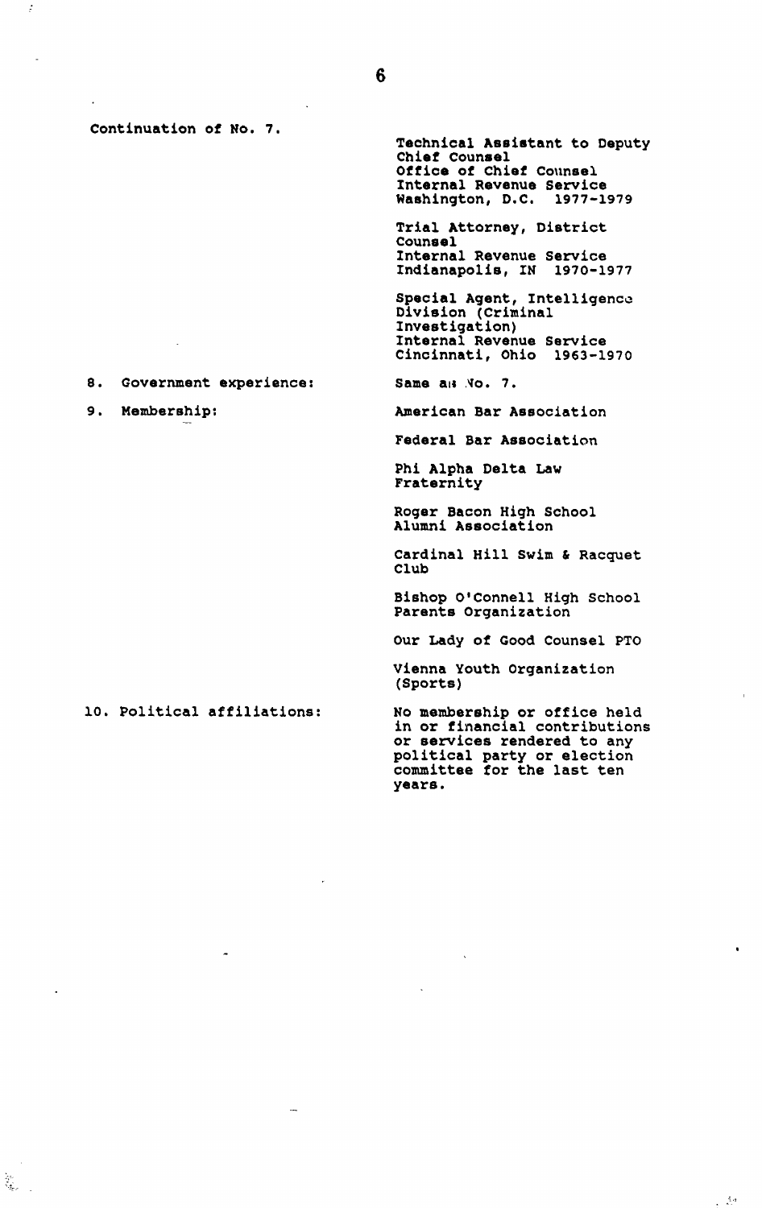Continuation of No. 7.

Technical Assistant to Deputy Chief Counsel
Office of Chief Counsel
Internal Revenue Service
Washington, D.C. 1977-1979

Trial Attorney, District Counsel
Internal Revenue Service
Indianapolis, IN 1970-1977

Special Agent, Intelligence Division (Criminal Investigation)
Internal Revenue Service
Cincinnati, Ohio 1963-1970

8. Government experience: Same as No. 7.

9. Membership:

American Bar Association

Federal Bar Association

Phi Alpha Delta Law Fraternity

Roger Bacon High School Alumni Association

Cardinal Hill Swim & Racquet Club

Bishop O'Connell High School Parents Organization

Our Lady of Good Counsel PTO

Vienna Youth Organization (Sports)

10. Political affiliations: No membership or office held in or financial contributions or services rendered to any political party or election committee for the last ten years.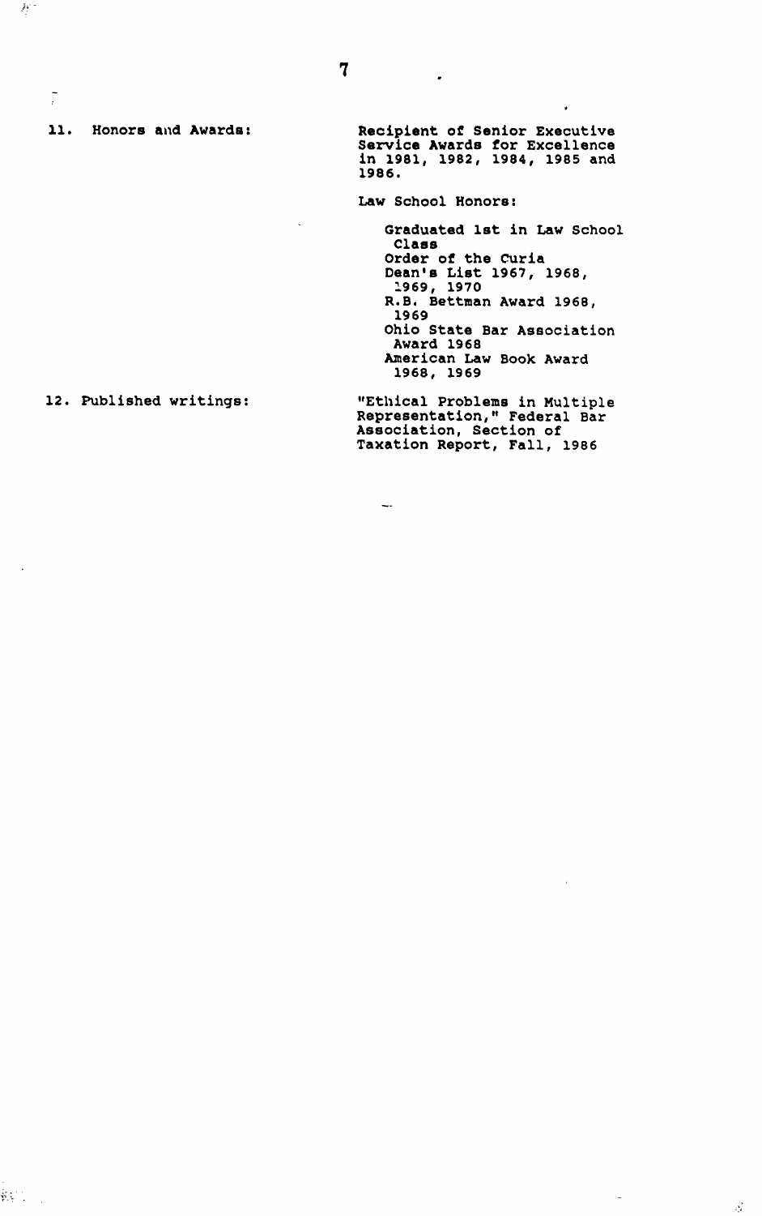11. Honors and Awards:

Recipient of Senior Executive Service Awards for Excellence in 1981, 1982, 1984, 1985 and 1986.

Law School Honors:

- Graduated 1st in Law School Class
- Order of the Curia
- Dean's List 1967, 1968, 1969, 1970
- R.B. Bettman Award 1968, 1969
- Ohio State Bar Association Award 1968
- American Law Book Award 1968, 1969

12. Published writings:

"Ethical Problems in Multiple Representation," Federal Bar Association, Section of Taxation Report, Fall, 1986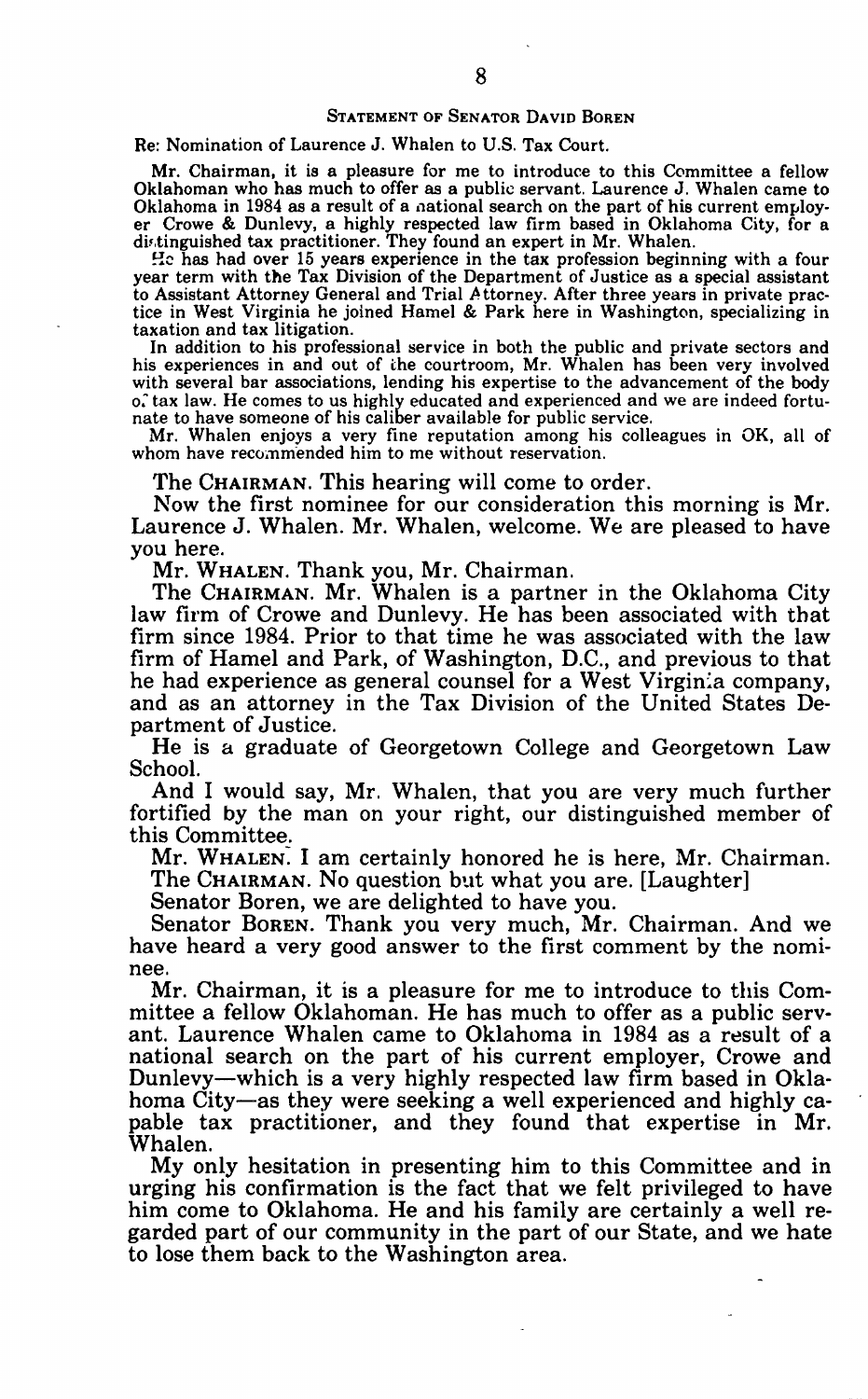## STATEMENT OF SENATOR DAVID BOREN

Re: Nomination of Laurence J. Whalen to U.S. Tax Court.

Mr. Chairman, it is a pleasure for me to introduce to this Committee a fellow Oklahoman who has much to offer as a public servant. Laurence J. Whalen came to Oklahoma in 1984 as a result of a national search on the part of his current employer Crowe & Dunlevy, a highly respected law firm based in Oklahoma City, for a distinguished tax practitioner. They found an expert in Mr. Whalen.

He has had over 15 years experience in the tax profession beginning with a four year term with the Tax Division of the Department of Justice as a special assistant to Assistant Attorney General and Trial Attorney. After three years in private practice in West Virginia he joined Hamel & Park here in Washington, specializing in taxation and tax litigation.

In addition to his professional service in both the public and private sectors and his experiences in and out of the courtroom, Mr. Whalen has been very involved with several bar associations, lending his expertise to the advancement of the body of tax law. He comes to us highly educated and experienced and we are indeed fortunate to have someone of his caliber available for public service.

Mr. Whalen enjoys a very fine reputation among his colleagues in OK, all of whom have recommended him to me without reservation.

The CHAIRMAN. This hearing will come to order.

Now the first nominee for our consideration this morning is Mr. Laurence J. Whalen. Mr. Whalen, welcome. We are pleased to have you here.

Mr. WHALEN. Thank you, Mr. Chairman.

The CHAIRMAN. Mr. Whalen is a partner in the Oklahoma City law firm of Crowe and Dunlevy. He has been associated with that firm since 1984. Prior to that time he was associated with the law firm of Hamel and Park, of Washington, D.C., and previous to that he had experience as general counsel for a West Virginia company, and as an attorney in the Tax Division of the United States Department of Justice.

He is a graduate of Georgetown College and Georgetown Law School.

And I would say, Mr. Whalen, that you are very much further fortified by the man on your right, our distinguished member of this Committee.

Mr. WHALEN. I am certainly honored he is here, Mr. Chairman.

The CHAIRMAN. No question but what you are. [Laughter]

Senator Boren, we are delighted to have you.

Senator BOREN. Thank you very much, Mr. Chairman. And we have heard a very good answer to the first comment by the nominee.

Mr. Chairman, it is a pleasure for me to introduce to this Committee a fellow Oklahoman. He has much to offer as a public servant. Laurence Whalen came to Oklahoma in 1984 as a result of a national search on the part of his current employer, Crowe and Dunlevy—which is a very highly respected law firm based in Oklahoma City—as they were seeking a well experienced and highly capable tax practitioner, and they found that expertise in Mr. Whalen.

My only hesitation in presenting him to this Committee and in urging his confirmation is the fact that we felt privileged to have him come to Oklahoma. He and his family are certainly a well regarded part of our community in the part of our State, and we hate to lose them back to the Washington area.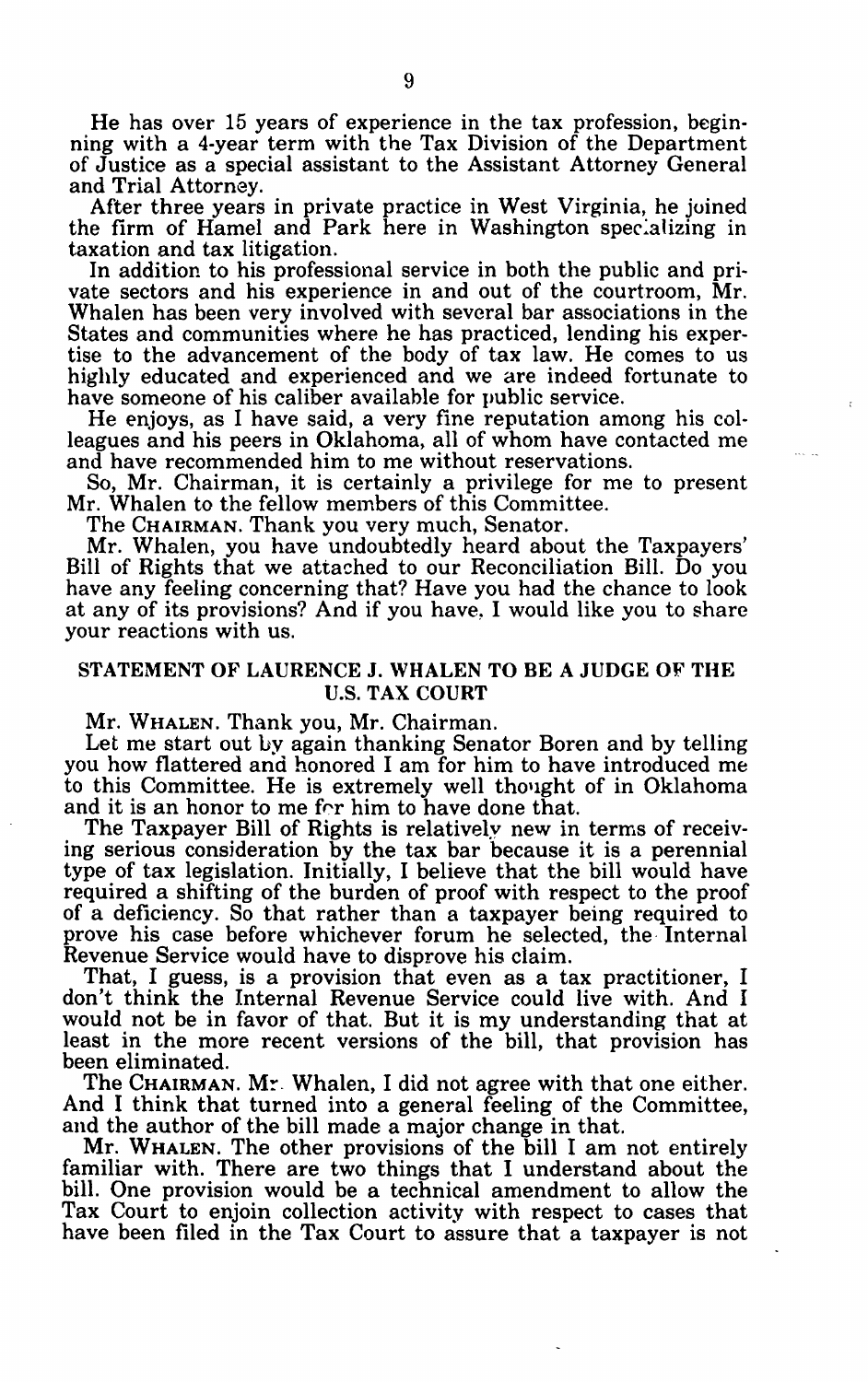He has over 15 years of experience in the tax profession, beginning with a 4-year term with the Tax Division of the Department of Justice as a special assistant to the Assistant Attorney General and Trial Attorney.

After three years in private practice in West Virginia, he joined the firm of Hamel and Park here in Washington specializing in taxation and tax litigation.

In addition to his professional service in both the public and private sectors and his experience in and out of the courtroom, Mr. Whalen has been very involved with several bar associations in the States and communities where he has practiced, lending his expertise to the advancement of the body of tax law. He comes to us highly educated and experienced and we are indeed fortunate to have someone of his caliber available for public service.

He enjoys, as I have said, a very fine reputation among his colleagues and his peers in Oklahoma, all of whom have contacted me and have recommended him to me without reservations.

So, Mr. Chairman, it is certainly a privilege for me to present Mr. Whalen to the fellow members of this Committee.

The CHAIRMAN. Thank you very much, Senator.

Mr. Whalen, you have undoubtedly heard about the Taxpayers' Bill of Rights that we attached to our Reconciliation Bill. Do you have any feeling concerning that? Have you had the chance to look at any of its provisions? And if you have, I would like you to share your reactions with us.

## STATEMENT OF LAURENCE J. WHALEN TO BE A JUDGE OF THE U.S. TAX COURT

Mr. WHALEN. Thank you, Mr. Chairman.

Let me start out by again thanking Senator Boren and by telling you how flattered and honored I am for him to have introduced me to this Committee. He is extremely well thought of in Oklahoma and it is an honor to me for him to have done that.

The Taxpayer Bill of Rights is relatively new in terms of receiving serious consideration by the tax bar because it is a perennial type of tax legislation. Initially, I believe that the bill would have required a shifting of the burden of proof with respect to the proof of a deficiency. So that rather than a taxpayer being required to prove his case before whichever forum he selected, the Internal Revenue Service would have to disprove his claim.

That, I guess, is a provision that even as a tax practitioner, I don't think the Internal Revenue Service could live with. And I would not be in favor of that. But it is my understanding that at least in the more recent versions of the bill, that provision has been eliminated.

The CHAIRMAN. Mr. Whalen, I did not agree with that one either. And I think that turned into a general feeling of the Committee, and the author of the bill made a major change in that.

Mr. WHALEN. The other provisions of the bill I am not entirely familiar with. There are two things that I understand about the bill. One provision would be a technical amendment to allow the Tax Court to enjoin collection activity with respect to cases that have been filed in the Tax Court to assure that a taxpayer is not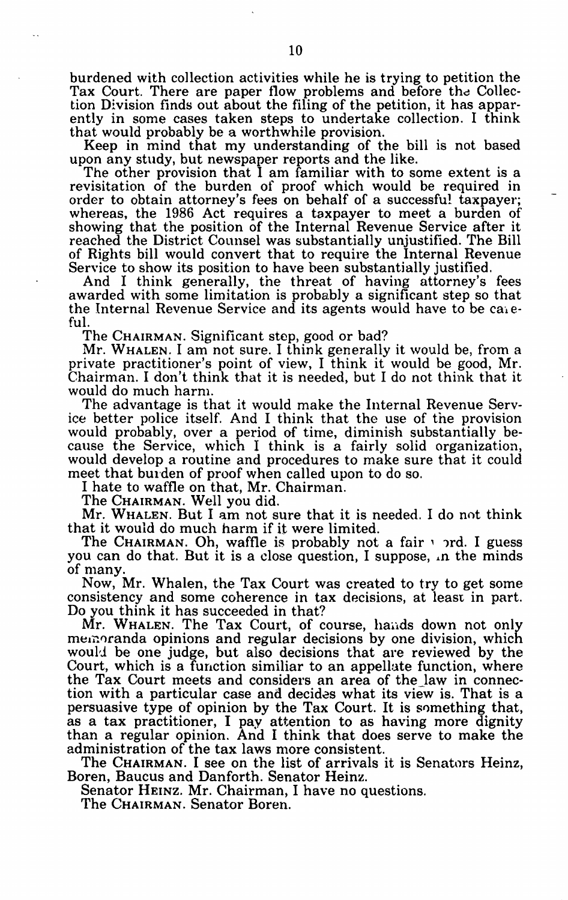burdened with collection activities while he is trying to petition the Tax Court. There are paper flow problems and before the Collection Division finds out about the filing of the petition, it has apparently in some cases taken steps to undertake collection. I think that would probably be a worthwhile provision.

Keep in mind that my understanding of the bill is not based upon any study, but newspaper reports and the like.

The other provision that I am familiar with to some extent is a revisitation of the burden of proof which would be required in order to obtain attorney's fees on behalf of a successful taxpayer; whereas, the 1986 Act requires a taxpayer to meet a burden of showing that the position of the Internal Revenue Service after it reached the District Counsel was substantially unjustified. The Bill of Rights bill would convert that to require the Internal Revenue Service to show its position to have been substantially justified.

And I think generally, the threat of having attorney's fees awarded with some limitation is probably a significant step so that the Internal Revenue Service and its agents would have to be careful.

The CHAIRMAN. Significant step, good or bad?

Mr. WHALEN. I am not sure. I think generally it would be, from a private practitioner's point of view, I think it would be good, Mr. Chairman. I don't think that it is needed, but I do not think that it would do much harm.

The advantage is that it would make the Internal Revenue Service better police itself. And I think that the use of the provision would probably, over a period of time, diminish substantially because the Service, which I think is a fairly solid organization, would develop a routine and procedures to make sure that it could meet that burden of proof when called upon to do so.

I hate to waffle on that, Mr. Chairman.

The CHAIRMAN. Well you did.

Mr. WHALEN. But I am not sure that it is needed. I do not think that it would do much harm if it were limited.

The CHAIRMAN. Oh, waffle is probably not a fair word. I guess you can do that. But it is a close question, I suppose, in the minds of many.

Now, Mr. Whalen, the Tax Court was created to try to get some consistency and some coherence in tax decisions, at least in part. Do you think it has succeeded in that?

Mr. WHALEN. The Tax Court, of course, hands down not only memoranda opinions and regular decisions by one division, which would be one judge, but also decisions that are reviewed by the Court, which is a function similiar to an appellate function, where the Tax Court meets and considers an area of the law in connection with a particular case and decides what its view is. That is a persuasive type of opinion by the Tax Court. It is something that, as a tax practitioner, I pay attention to as having more dignity than a regular opinion. And I think that does serve to make the administration of the tax laws more consistent.

The CHAIRMAN. I see on the list of arrivals it is Senators Heinz, Boren, Baucus and Danforth. Senator Heinz.

Senator HEINZ. Mr. Chairman, I have no questions.

The CHAIRMAN. Senator Boren.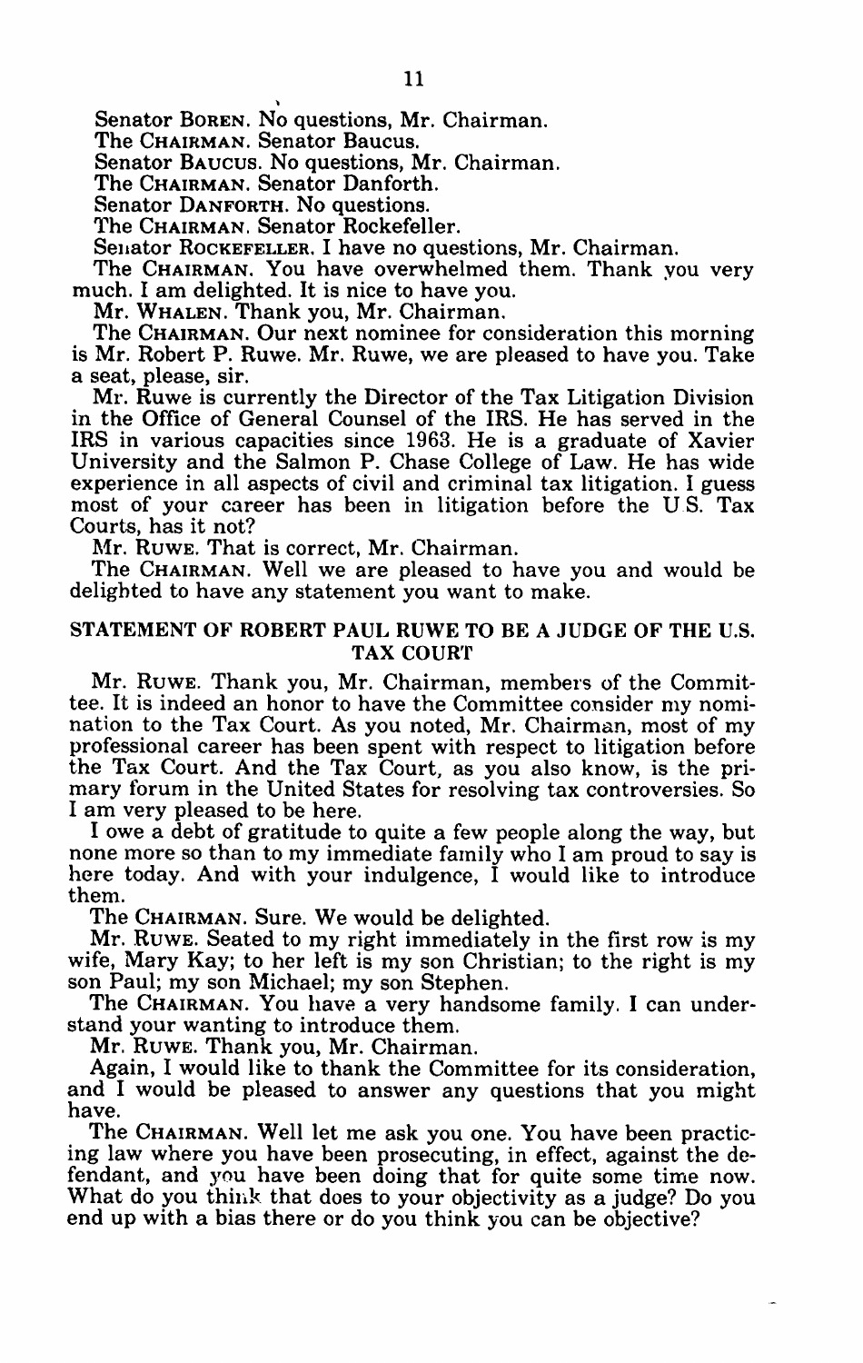Senator BOREN. No questions, Mr. Chairman.

The CHAIRMAN. Senator Baucus.

Senator BAUCUS. No questions, Mr. Chairman.

The CHAIRMAN. Senator Danforth.

Senator DANFORTH. No questions.

The CHAIRMAN. Senator Rockefeller.

Senator ROCKEFELLER. I have no questions, Mr. Chairman.

The CHAIRMAN. You have overwhelmed them. Thank you very much. I am delighted. It is nice to have you.

Mr. WHALEN. Thank you, Mr. Chairman.

The CHAIRMAN. Our next nominee for consideration this morning is Mr. Robert P. Ruwe. Mr. Ruwe, we are pleased to have you. Take a seat, please, sir.

Mr. Ruwe is currently the Director of the Tax Litigation Division in the Office of General Counsel of the IRS. He has served in the IRS in various capacities since 1963. He is a graduate of Xavier University and the Salmon P. Chase College of Law. He has wide experience in all aspects of civil and criminal tax litigation. I guess most of your career has been in litigation before the U.S. Tax Courts, has it not?

Mr. RUWE. That is correct, Mr. Chairman.

The CHAIRMAN. Well we are pleased to have you and would be delighted to have any statement you want to make.

## STATEMENT OF ROBERT PAUL RUWE TO BE A JUDGE OF THE U.S. TAX COURT

Mr. RUWE. Thank you, Mr. Chairman, members of the Committee. It is indeed an honor to have the Committee consider my nomination to the Tax Court. As you noted, Mr. Chairman, most of my professional career has been spent with respect to litigation before the Tax Court. And the Tax Court, as you also know, is the primary forum in the United States for resolving tax controversies. So I am very pleased to be here.

I owe a debt of gratitude to quite a few people along the way, but none more so than to my immediate family who I am proud to say is here today. And with your indulgence, I would like to introduce them.

The CHAIRMAN. Sure. We would be delighted.

Mr. RUWE. Seated to my right immediately in the first row is my wife, Mary Kay; to her left is my son Christian; to the right is my son Paul; my son Michael; my son Stephen.

The CHAIRMAN. You have a very handsome family. I can understand your wanting to introduce them.

Mr. RUWE. Thank you, Mr. Chairman.

Again, I would like to thank the Committee for its consideration, and I would be pleased to answer any questions that you might have.

The CHAIRMAN. Well let me ask you one. You have been practicing law where you have been prosecuting, in effect, against the defendant, and you have been doing that for quite some time now. What do you think that does to your objectivity as a judge? Do you end up with a bias there or do you think you can be objective?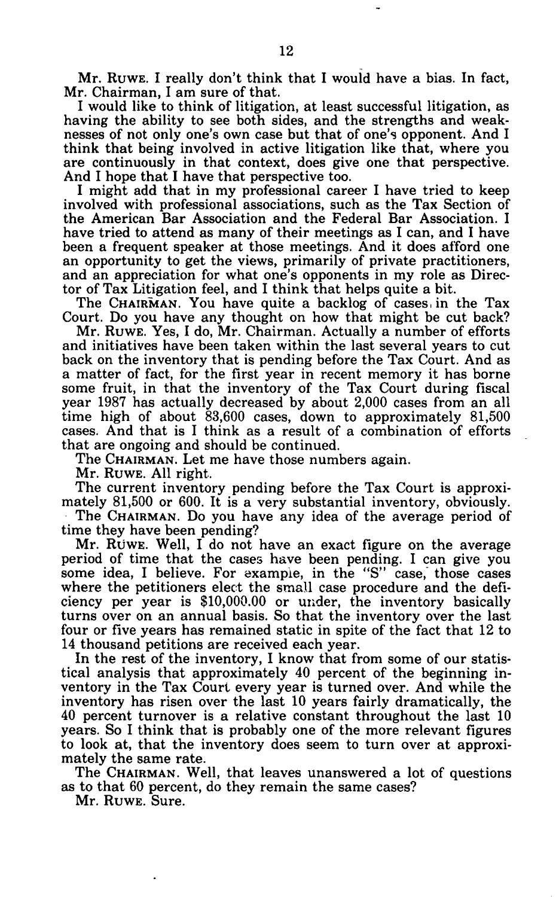Mr. RUWE. I really don't think that I would have a bias. In fact, Mr. Chairman, I am sure of that.

I would like to think of litigation, at least successful litigation, as having the ability to see both sides, and the strengths and weaknesses of not only one's own case but that of one's opponent. And I think that being involved in active litigation like that, where you are continuously in that context, does give one that perspective. And I hope that I have that perspective too.

I might add that in my professional career I have tried to keep involved with professional associations, such as the Tax Section of the American Bar Association and the Federal Bar Association. I have tried to attend as many of their meetings as I can, and I have been a frequent speaker at those meetings. And it does afford one an opportunity to get the views, primarily of private practitioners, and an appreciation for what one's opponents in my role as Director of Tax Litigation feel, and I think that helps quite a bit.

The CHAIRMAN. You have quite a backlog of cases in the Tax Court. Do you have any thought on how that might be cut back?

Mr. RUWE. Yes, I do, Mr. Chairman. Actually a number of efforts and initiatives have been taken within the last several years to cut back on the inventory that is pending before the Tax Court. And as a matter of fact, for the first year in recent memory it has borne some fruit, in that the inventory of the Tax Court during fiscal year 1987 has actually decreased by about 2,000 cases from an all time high of about 83,600 cases, down to approximately 81,500 cases. And that is I think as a result of a combination of efforts that are ongoing and should be continued.

The CHAIRMAN. Let me have those numbers again.

Mr. RUWE. All right.

The current inventory pending before the Tax Court is approximately 81,500 or 600. It is a very substantial inventory, obviously.

The CHAIRMAN. Do you have any idea of the average period of time they have been pending?

Mr. RUWE. Well, I do not have an exact figure on the average period of time that the cases have been pending. I can give you some idea, I believe. For example, in the "S" case, those cases where the petitioners elect the small case procedure and the deficiency per year is $10,000.00 or under, the inventory basically turns over on an annual basis. So that the inventory over the last four or five years has remained static in spite of the fact that 12 to 14 thousand petitions are received each year.

In the rest of the inventory, I know that from some of our statistical analysis that approximately 40 percent of the beginning inventory in the Tax Court every year is turned over. And while the inventory has risen over the last 10 years fairly dramatically, the 40 percent turnover is a relative constant throughout the last 10 years. So I think that is probably one of the more relevant figures to look at, that the inventory does seem to turn over at approximately the same rate.

The CHAIRMAN. Well, that leaves unanswered a lot of questions as to that 60 percent, do they remain the same cases?

Mr. RUWE. Sure.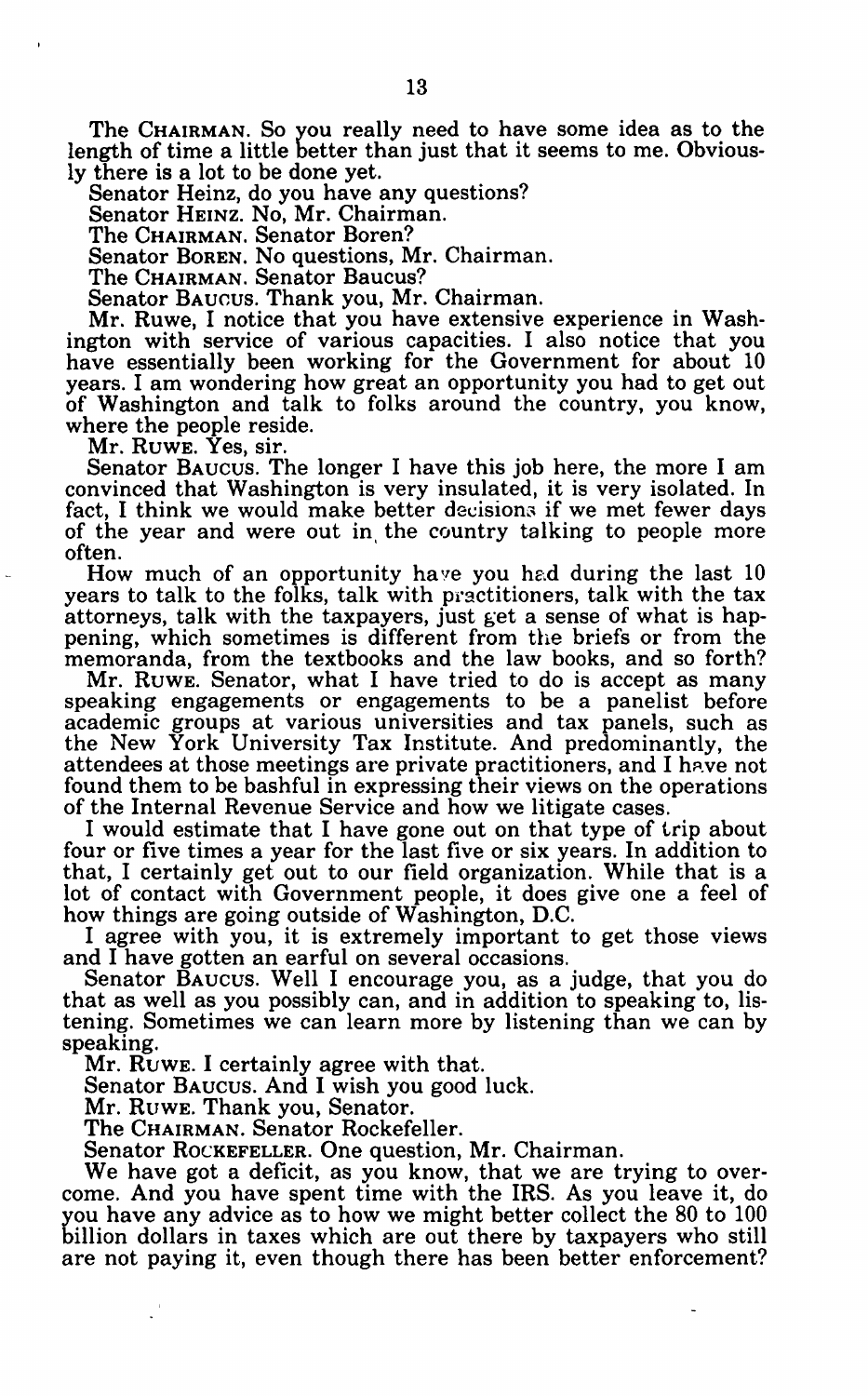The CHAIRMAN. So you really need to have some idea as to the length of time a little better than just that it seems to me. Obviously there is a lot to be done yet.

Senator Heinz, do you have any questions?

Senator HEINZ. No, Mr. Chairman.

The CHAIRMAN. Senator Boren?

Senator BOREN. No questions, Mr. Chairman.

The CHAIRMAN. Senator Baucus?

Senator BAUCUS. Thank you, Mr. Chairman.

Mr. Ruwe, I notice that you have extensive experience in Washington with service of various capacities. I also notice that you have essentially been working for the Government for about 10 years. I am wondering how great an opportunity you had to get out of Washington and talk to folks around the country, you know, where the people reside.

Mr. RUWE. Yes, sir.

Senator BAUCUS. The longer I have this job here, the more I am convinced that Washington is very insulated, it is very isolated. In fact, I think we would make better decisions if we met fewer days of the year and were out in the country talking to people more often.

How much of an opportunity have you had during the last 10 years to talk to the folks, talk with practitioners, talk with the tax attorneys, talk with the taxpayers, just get a sense of what is happening, which sometimes is different from the briefs or from the memoranda, from the textbooks and the law books, and so forth?

Mr. RUWE. Senator, what I have tried to do is accept as many speaking engagements or engagements to be a panelist before academic groups at various universities and tax panels, such as the New York University Tax Institute. And predominantly, the attendees at those meetings are private practitioners, and I have not found them to be bashful in expressing their views on the operations of the Internal Revenue Service and how we litigate cases.

I would estimate that I have gone out on that type of trip about four or five times a year for the last five or six years. In addition to that, I certainly get out to our field organization. While that is a lot of contact with Government people, it does give one a feel of how things are going outside of Washington, D.C.

I agree with you, it is extremely important to get those views and I have gotten an earful on several occasions.

Senator BAUCUS. Well I encourage you, as a judge, that you do that as well as you possibly can, and in addition to speaking to, listening. Sometimes we can learn more by listening than we can by speaking.

Mr. RUWE. I certainly agree with that.

Senator BAUCUS. And I wish you good luck.

Mr. RUWE. Thank you, Senator.

The CHAIRMAN. Senator Rockefeller.

Senator ROCKEFELLER. One question, Mr. Chairman.

We have got a deficit, as you know, that we are trying to overcome. And you have spent time with the IRS. As you leave it, do you have any advice as to how we might better collect the 80 to 100 billion dollars in taxes which are out there by taxpayers who still are not paying it, even though there has been better enforcement?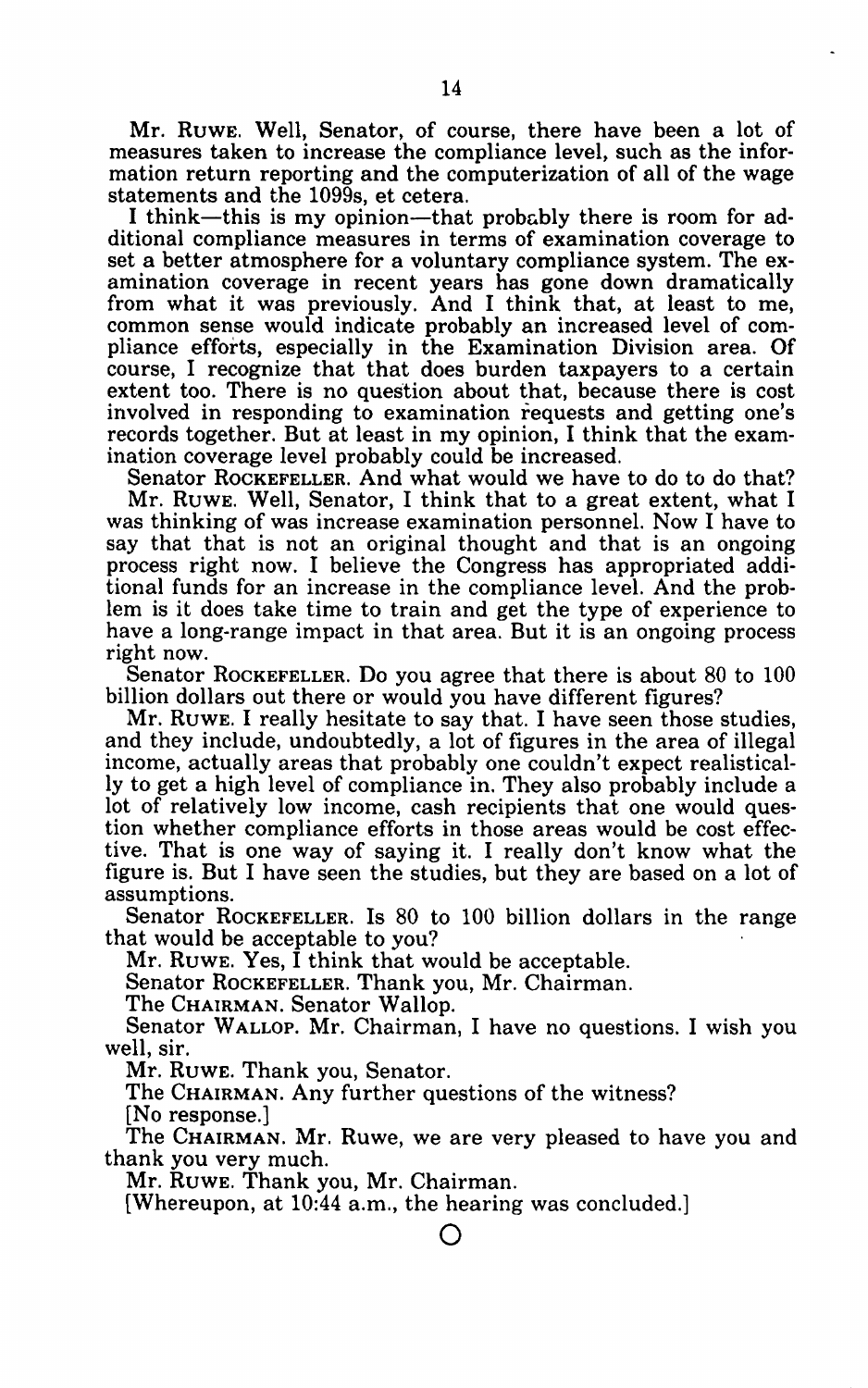Mr. RUWE. Well, Senator, of course, there have been a lot of measures taken to increase the compliance level, such as the information return reporting and the computerization of all of the wage statements and the 1099s, et cetera.

I think—this is my opinion—that probably there is room for additional compliance measures in terms of examination coverage to set a better atmosphere for a voluntary compliance system. The examination coverage in recent years has gone down dramatically from what it was previously. And I think that, at least to me, common sense would indicate probably an increased level of compliance efforts, especially in the Examination Division area. Of course, I recognize that that does burden taxpayers to a certain extent too. There is no question about that, because there is cost involved in responding to examination requests and getting one's records together. But at least in my opinion, I think that the examination coverage level probably could be increased.

Senator ROCKEFELLER. And what would we have to do to do that?

Mr. RUWE. Well, Senator, I think that to a great extent, what I was thinking of was increase examination personnel. Now I have to say that that is not an original thought and that is an ongoing process right now. I believe the Congress has appropriated additional funds for an increase in the compliance level. And the problem is it does take time to train and get the type of experience to have a long-range impact in that area. But it is an ongoing process right now.

Senator ROCKEFELLER. Do you agree that there is about 80 to 100 billion dollars out there or would you have different figures?

Mr. RUWE. I really hesitate to say that. I have seen those studies, and they include, undoubtedly, a lot of figures in the area of illegal income, actually areas that probably one couldn't expect realistically to get a high level of compliance in. They also probably include a lot of relatively low income, cash recipients that one would question whether compliance efforts in those areas would be cost effective. That is one way of saying it. I really don't know what the figure is. But I have seen the studies, but they are based on a lot of assumptions.

Senator ROCKEFELLER. Is 80 to 100 billion dollars in the range that would be acceptable to you?

Mr. RUWE. Yes, I think that would be acceptable.

Senator ROCKEFELLER. Thank you, Mr. Chairman.

The CHAIRMAN. Senator Wallop.

Senator WALLOP. Mr. Chairman, I have no questions. I wish you well, sir.

Mr. RUWE. Thank you, Senator.

The CHAIRMAN. Any further questions of the witness?

[No response.]

The CHAIRMAN. Mr. Ruwe, we are very pleased to have you and thank you very much.

Mr. RUWE. Thank you, Mr. Chairman.

[Whereupon, at 10:44 a.m., the hearing was concluded.]

O